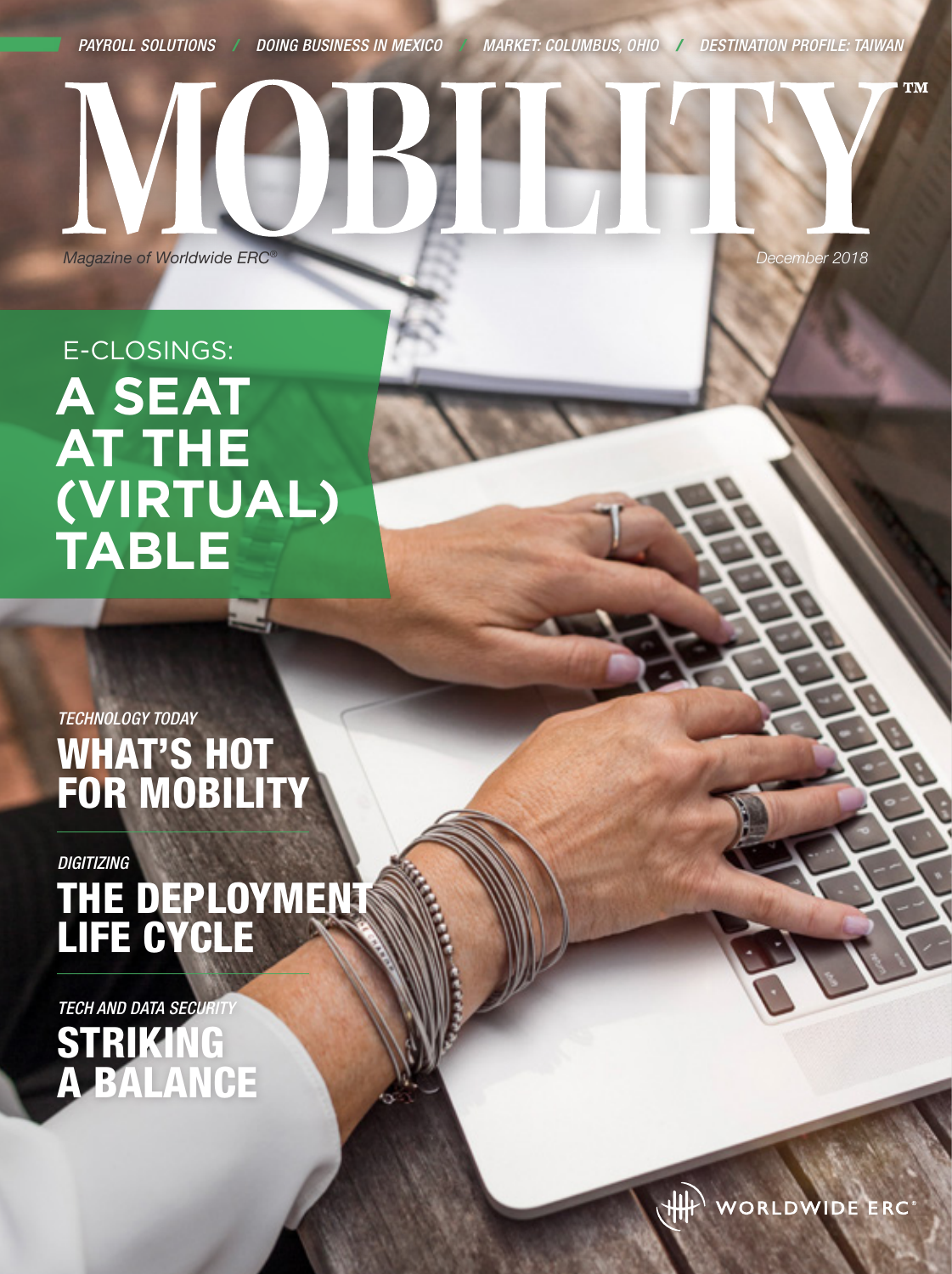*PAYROLL SOLUTIONS / DOING BUSINESS IN MEXICO / MARKET: COLUMBUS, OHIO / DESTINATION PROFILE: TAIWAN*

# MOBILITY™

*Magazine of Worldwide ERC®*

*December 2018*

E-CLOSINGS:

## A SEAT AT THE (VIRTUAL) TABLE

*TECHNOLOGY TODAY*

## WHAT'S HOT FOR MOBILITY

*DIGITIZING*

## THE DEPLOYMENT LIFE CYCLE

*TECH AND DATA SECURITY*

## STRIKING A BALANCE

WORLDWIDE ERC®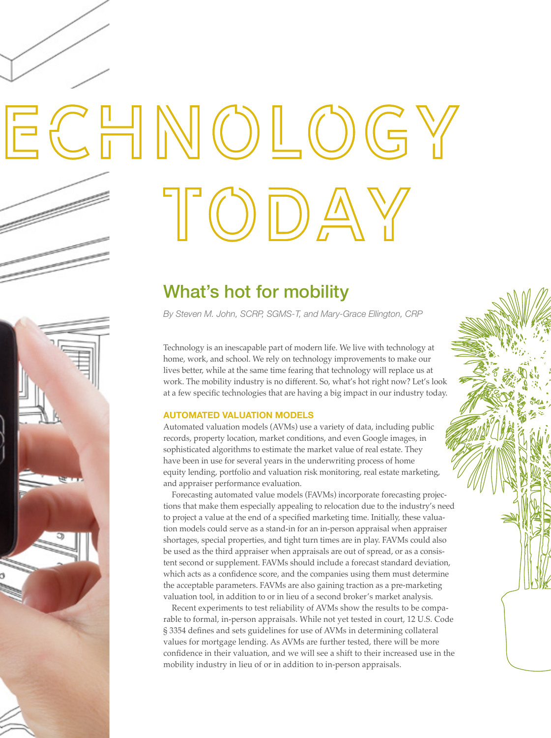# ECHNOLOGY TODAY

## What's hot for mobility

*By Steven M. John, SCRP, SGMS-T, and Mary-Grace Ellington, CRP*

Technology is an inescapable part of modern life. We live with technology at home, work, and school. We rely on technology improvements to make our lives better, while at the same time fearing that technology will replace us at work. The mobility industry is no different. So, what's hot right now? Let's look at a few specific technologies that are having a big impact in our industry today.

### AUTOMATED VALUATION MODELS

Automated valuation models (AVMs) use a variety of data, including public records, property location, market conditions, and even Google images, in sophisticated algorithms to estimate the market value of real estate. They have been in use for several years in the underwriting process of home equity lending, portfolio and valuation risk monitoring, real estate marketing, and appraiser performance evaluation.

Forecasting automated value models (FAVMs) incorporate forecasting projections that make them especially appealing to relocation due to the industry's need to project a value at the end of a specified marketing time. Initially, these valuation models could serve as a stand-in for an in-person appraisal when appraiser shortages, special properties, and tight turn times are in play. FAVMs could also be used as the third appraiser when appraisals are out of spread, or as a consistent second or supplement. FAVMs should include a forecast standard deviation, which acts as a confidence score, and the companies using them must determine the acceptable parameters. FAVMs are also gaining traction as a pre-marketing valuation tool, in addition to or in lieu of a second broker's market analysis.

Recent experiments to test reliability of AVMs show the results to be comparable to formal, in-person appraisals. While not yet tested in court, 12 U.S. Code § 3354 defines and sets guidelines for use of AVMs in determining collateral values for mortgage lending. As AVMs are further tested, there will be more confidence in their valuation, and we will see a shift to their increased use in the mobility industry in lieu of or in addition to in-person appraisals.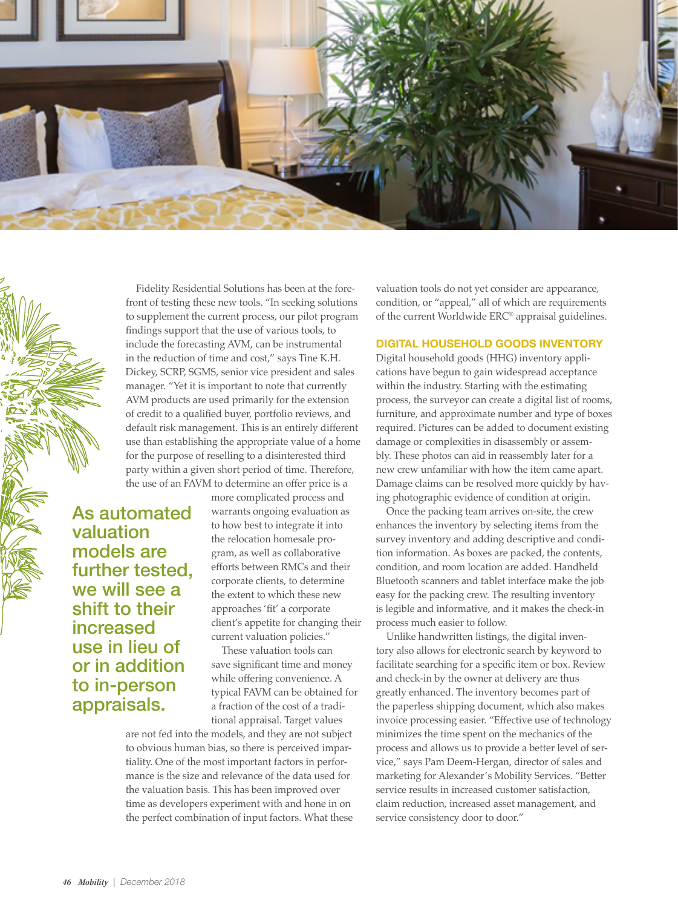Fidelity Residential Solutions has been at the forefront of testing these new tools. "In seeking solutions to supplement the current process, our pilot program findings support that the use of various tools, to include the forecasting AVM, can be instrumental in the reduction of time and cost," says Tine K.H. Dickey, SCRP, SGMS, senior vice president and sales manager. "Yet it is important to note that currently AVM products are used primarily for the extension of credit to a qualified buyer, portfolio reviews, and default risk management. This is an entirely different use than establishing the appropriate value of a home for the purpose of reselling to a disinterested third party within a given short period of time. Therefore, the use of an FAVM to determine an offer price is a more complicated process and warrants ongoing evaluation as to how best to integrate it into the relocation homesale program, as well as collaborative efforts between RMCs and their corporate clients, to determine the extent to which these new approaches 'fit' a corporate client's appetite for changing their current valuation policies."

> **As automated valuation models are further tested, we will see a shift to their increased use in lieu of or in addition to in-person appraisals.**

These valuation tools can save significant time and money while offering convenience. A typical FAVM can be obtained for a fraction of the cost of a traditional appraisal. Target values are not fed into the models, and they are not subject to obvious human bias, so there is perceived impartiality. One of the most important factors in performance is the size and relevance of the data used for the valuation basis. This has been improved over time as developers experiment with and hone in on the perfect combination of input factors. What these valuation tools do not yet consider are appearance, condition, or "appeal," all of which are requirements of the current Worldwide ERC® appraisal guidelines.

## DIGITAL HOUSEHOLD GOODS INVENTORY

Digital household goods (HHG) inventory applications have begun to gain widespread acceptance within the industry. Starting with the estimating process, the surveyor can create a digital list of rooms, furniture, and approximate number and type of boxes required. Pictures can be added to document existing damage or complexities in disassembly or assembly. These photos can aid in reassembly later for a new crew unfamiliar with how the item came apart. Damage claims can be resolved more quickly by having photographic evidence of condition at origin.

Once the packing team arrives on-site, the crew enhances the inventory by selecting items from the survey inventory and adding descriptive and condition information. As boxes are packed, the contents, condition, and room location are added. Handheld Bluetooth scanners and tablet interface make the job easy for the packing crew. The resulting inventory is legible and informative, and it makes the check-in process much easier to follow.

Unlike handwritten listings, the digital inventory also allows for electronic search by keyword to facilitate searching for a specific item or box. Review and check-in by the owner at delivery are thus greatly enhanced. The inventory becomes part of the paperless shipping document, which also makes invoice processing easier. "Effective use of technology minimizes the time spent on the mechanics of the process and allows us to provide a better level of service," says Pam Deem-Hergan, director of sales and marketing for Alexander's Mobility Services. "Better service results in increased customer satisfaction, claim reduction, increased asset management, and service consistency door to door."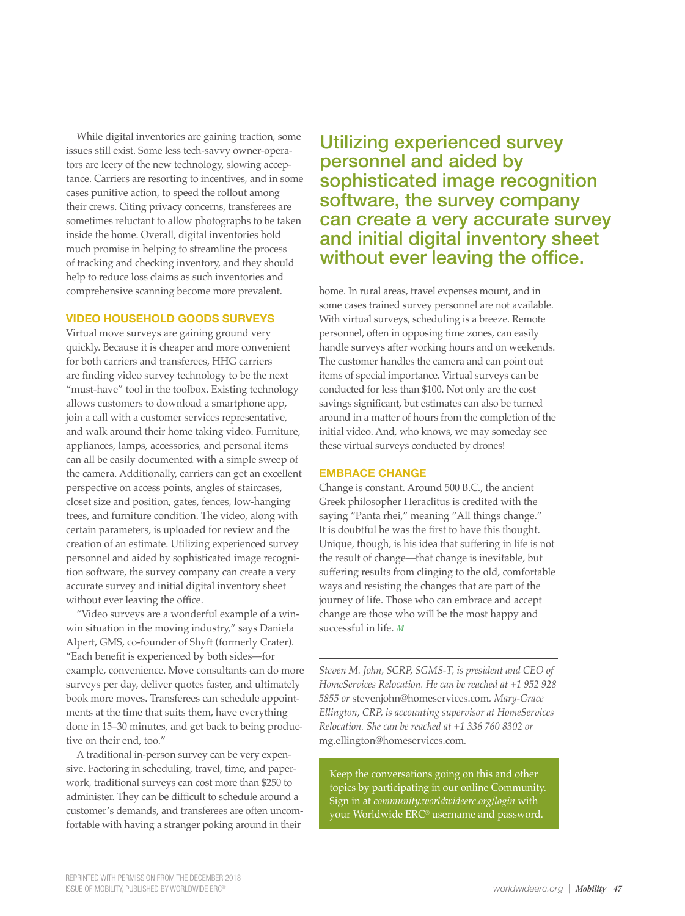While digital inventories are gaining traction, some issues still exist. Some less tech-savvy owner-operators are leery of the new technology, slowing acceptance. Carriers are resorting to incentives, and in some cases punitive action, to speed the rollout among their crews. Citing privacy concerns, transferees are sometimes reluctant to allow photographs to be taken inside the home. Overall, digital inventories hold much promise in helping to streamline the process of tracking and checking inventory, and they should help to reduce loss claims as such inventories and comprehensive scanning become more prevalent.

### VIDEO HOUSEHOLD GOODS SURVEYS

Virtual move surveys are gaining ground very quickly. Because it is cheaper and more convenient for both carriers and transferees, HHG carriers are finding video survey technology to be the next "must-have" tool in the toolbox. Existing technology allows customers to download a smartphone app, join a call with a customer services representative, and walk around their home taking video. Furniture, appliances, lamps, accessories, and personal items can all be easily documented with a simple sweep of the camera. Additionally, carriers can get an excellent perspective on access points, angles of staircases, closet size and position, gates, fences, low-hanging trees, and furniture condition. The video, along with certain parameters, is uploaded for review and the creation of an estimate. Utilizing experienced survey personnel and aided by sophisticated image recognition software, the survey company can create a very accurate survey and initial digital inventory sheet without ever leaving the office.

"Video surveys are a wonderful example of a win-win situation in the moving industry," says Daniela Alpert, GMS, co-founder of Shyft (formerly Crater). "Each benefit is experienced by both sides—for example, convenience. Move consultants can do more surveys per day, deliver quotes faster, and ultimately book more moves. Transferees can schedule appointments at the time that suits them, have everything done in 15–30 minutes, and get back to being productive on their end, too."

A traditional in-person survey can be very expensive. Factoring in scheduling, travel, time, and paperwork, traditional surveys can cost more than $250 to administer. They can be difficult to schedule around a customer's demands, and transferees are often uncomfortable with having a stranger poking around in their home. In rural areas, travel expenses mount, and in some cases trained survey personnel are not available. With virtual surveys, scheduling is a breeze. Remote personnel, often in opposing time zones, can easily handle surveys after working hours and on weekends. The customer handles the camera and can point out items of special importance. Virtual surveys can be conducted for less than $100. Not only are the cost savings significant, but estimates can also be turned around in a matter of hours from the completion of the initial video. And, who knows, we may someday see these virtual surveys conducted by drones!

**Utilizing experienced survey personnel and aided by sophisticated image recognition software, the survey company can create a very accurate survey and initial digital inventory sheet without ever leaving the office.**

### EMBRACE CHANGE

Change is constant. Around 500 B.C., the ancient Greek philosopher Heraclitus is credited with the saying "Panta rhei," meaning "All things change." It is doubtful he was the first to have this thought. Unique, though, is his idea that suffering in life is not the result of change—that change is inevitable, but suffering results from clinging to the old, comfortable ways and resisting the changes that are part of the journey of life. Those who can embrace and accept change are those who will be the most happy and successful in life. *M*

---

*Steven M. John, SCRP, SGMS-T, is president and CEO of HomeServices Relocation. He can be reached at +1 952 928 5855 or* stevenjohn@homeservices.com. *Mary-Grace Ellington, CRP, is accounting supervisor at HomeServices Relocation. She can be reached at +1 336 760 8302 or* mg.ellington@homeservices.com.

Keep the conversations going on this and other topics by participating in our online Community. Sign in at *community.worldwideerc.org/login* with your Worldwide ERC® username and password.

REPRINTED WITH PERMISSION FROM THE DECEMBER 2018 ISSUE OF MOBILITY, PUBLISHED BY WORLDWIDE ERC®